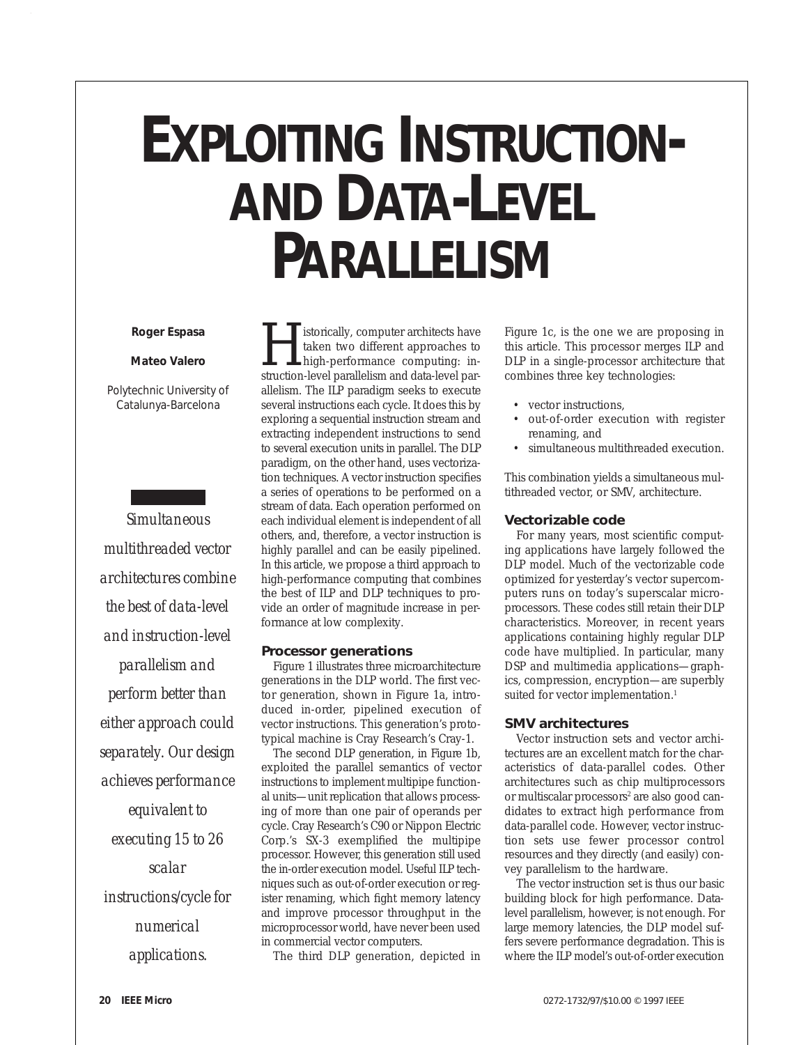# EXPLOITING INSTRUCTION- AND DATA-LEVEL PARALLELISM

**Roger Espasa**

**Mateo Valero**

Polytechnic University of Catalunya-Barcelona

*Simultaneous multithreaded vector architectures combine the best of data-level and instruction-level parallelism and perform better than either approach could separately. Our design achieves performance equivalent to executing 15 to 26 scalar instructions/cycle for numerical applications.*

Historically, computer architects have taken two different approaches to high-performance computing: instruction-level parallelism and data-level parallelism. The ILP paradigm seeks to execute several instructions each cycle. It does this by exploring a sequential instruction stream and extracting independent instructions to send to several execution units in parallel. The DLP paradigm, on the other hand, uses vectorization techniques. A vector instruction specifies a series of operations to be performed on a stream of data. Each operation performed on each individual element is independent of all others, and, therefore, a vector instruction is highly parallel and can be easily pipelined. In this article, we propose a third approach to high-performance computing that combines the best of ILP and DLP techniques to provide an order of magnitude increase in performance at low complexity.

### Processor generations

Figure 1 illustrates three microarchitecture generations in the DLP world. The first vector generation, shown in Figure 1a, introduced in-order, pipelined execution of vector instructions. This generation's prototypical machine is Cray Research's Cray-1.

The second DLP generation, in Figure 1b, exploited the parallel semantics of vector instructions to implement multipipe functional units—unit replication that allows processing of more than one pair of operands per cycle. Cray Research's C90 or Nippon Electric Corp.'s SX-3 exemplified the multipipe processor. However, this generation still used the in-order execution model. Useful ILP techniques such as out-of-order execution or register renaming, which fight memory latency and improve processor throughput in the microprocessor world, have never been used in commercial vector computers.

The third DLP generation, depicted in Figure 1c, is the one we are proposing in this article. This processor merges ILP and DLP in a single-processor architecture that combines three key technologies:

- vector instructions,
- out-of-order execution with register renaming, and
- simultaneous multithreaded execution.

This combination yields a simultaneous multithreaded vector, or SMV, architecture.

### Vectorizable code

For many years, most scientific computing applications have largely followed the DLP model. Much of the vectorizable code optimized for yesterday's vector supercomputers runs on today's superscalar microprocessors. These codes still retain their DLP characteristics. Moreover, in recent years applications containing highly regular DLP code have multiplied. In particular, many DSP and multimedia applications—graphics, compression, encryption—are superbly suited for vector implementation.[1]

### SMV architectures

Vector instruction sets and vector architectures are an excellent match for the characteristics of data-parallel codes. Other architectures such as chip multiprocessors or multiscalar processors[2] are also good candidates to extract high performance from data-parallel code. However, vector instruction sets use fewer processor control resources and they directly (and easily) convey parallelism to the hardware.

The vector instruction set is thus our basic building block for high performance. Data-level parallelism, however, is not enough. For large memory latencies, the DLP model suffers severe performance degradation. This is where the ILP model's out-of-order execution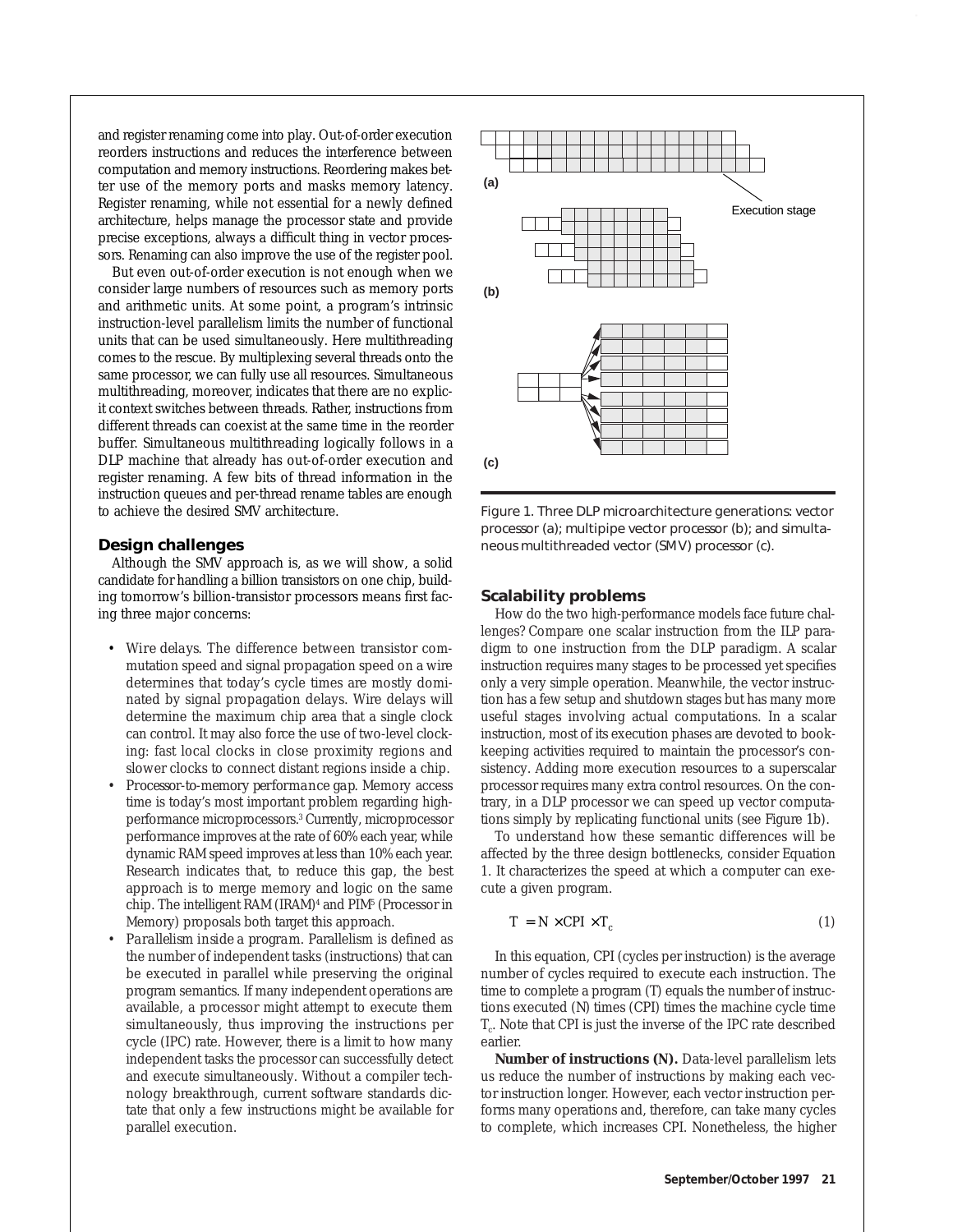and register renaming come into play. Out-of-order execution reorders instructions and reduces the interference between computation and memory instructions. Reordering makes better use of the memory ports and masks memory latency. Register renaming, while not essential for a newly defined architecture, helps manage the processor state and provide precise exceptions, always a difficult thing in vector processors. Renaming can also improve the use of the register pool.

But even out-of-order execution is not enough when we consider large numbers of resources such as memory ports and arithmetic units. At some point, a program's intrinsic instruction-level parallelism limits the number of functional units that can be used simultaneously. Here multithreading comes to the rescue. By multiplexing several threads onto the same processor, we can fully use all resources. Simultaneous multithreading, moreover, indicates that there are no explicit context switches between threads. Rather, instructions from different threads can coexist at the same time in the reorder buffer. Simultaneous multithreading logically follows in a DLP machine that already has out-of-order execution and register renaming. A few bits of thread information in the instruction queues and per-thread rename tables are enough to achieve the desired SMV architecture.

Figure 1. Three DLP microarchitecture generations: vector processor (a); multipipe vector processor (b); and simultaneous multithreaded vector (SMV) processor (c).

## Design challenges

Although the SMV approach is, as we will show, a solid candidate for handling a billion transistors on one chip, building tomorrow's billion-transistor processors means first facing three major concerns:

- *Wire delays.* The difference between transistor commutation speed and signal propagation speed on a wire determines that today's cycle times are mostly dominated by signal propagation delays. Wire delays will determine the maximum chip area that a single clock can control. It may also force the use of two-level clocking: fast local clocks in close proximity regions and slower clocks to connect distant regions inside a chip.
- *Processor-to-memory performance gap.* Memory access time is today's most important problem regarding high-performance microprocessors.[3] Currently, microprocessor performance improves at the rate of 60% each year, while dynamic RAM speed improves at less than 10% each year. Research indicates that, to reduce this gap, the best approach is to merge memory and logic on the same chip. The intelligent RAM (IRAM)[4] and PIM[5] (Processor in Memory) proposals both target this approach.
- *Parallelism inside a program.* Parallelism is defined as the number of independent tasks (instructions) that can be executed in parallel while preserving the original program semantics. If many independent operations are available, a processor might attempt to execute them simultaneously, thus improving the instructions per cycle (IPC) rate. However, there is a limit to how many independent tasks the processor can successfully detect and execute simultaneously. Without a compiler technology breakthrough, current software standards dictate that only a few instructions might be available for parallel execution.

## Scalability problems

How do the two high-performance models face future challenges? Compare one scalar instruction from the ILP paradigm to one instruction from the DLP paradigm. A scalar instruction requires many stages to be processed yet specifies only a very simple operation. Meanwhile, the vector instruction has a few setup and shutdown stages but has many more useful stages involving actual computations. In a scalar instruction, most of its execution phases are devoted to bookkeeping activities required to maintain the processor's consistency. Adding more execution resources to a superscalar processor requires many extra control resources. On the contrary, in a DLP processor we can speed up vector computations simply by replicating functional units (see Figure 1b).

To understand how these semantic differences will be affected by the three design bottlenecks, consider Equation 1. It characterizes the speed at which a computer can execute a given program.

$$T = N \times CPI \times T_c \tag{1}$$

In this equation, CPI (cycles per instruction) is the average number of cycles required to execute each instruction. The time to complete a program (T) equals the number of instructions executed (N) times (CPI) times the machine cycle time $T_c$. Note that CPI is just the inverse of the IPC rate described earlier.

**Number of instructions (N).** Data-level parallelism lets us reduce the number of instructions by making each vector instruction longer. However, each vector instruction performs many operations and, therefore, can take many cycles to complete, which increases CPI. Nonetheless, the higher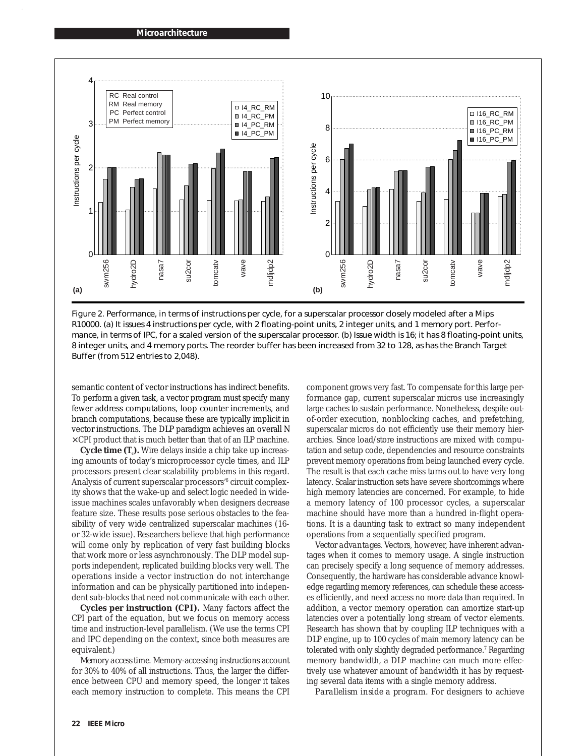Figure 2. Performance, in terms of instructions per cycle, for a superscalar processor closely modeled after a Mips R10000. (a) It issues 4 instructions per cycle, with 2 floating-point units, 2 integer units, and 1 memory port. Performance, in terms of IPC, for a scaled version of the superscalar processor. (b) Issue width is 16; it has 8 floating-point units, 8 integer units, and 4 memory ports. The reorder buffer has been increased from 32 to 128, as has the Branch Target Buffer (from 512 entries to 2,048).

semantic content of vector instructions has indirect benefits. To perform a given task, a vector program must specify many fewer address computations, loop counter increments, and branch computations, because these are typically implicit in vector instructions. The DLP paradigm achieves an overall $N \times CPI$ product that is much better than that of an ILP machine.

**Cycle time ($T_c$).** Wire delays inside a chip take up increasing amounts of today's microprocessor cycle times, and ILP processors present clear scalability problems in this regard. Analysis of current superscalar processors'[6] circuit complexity shows that the wake-up and select logic needed in wide-issue machines scales unfavorably when designers decrease feature size. These results pose serious obstacles to the feasibility of very wide centralized superscalar machines (16- or 32-wide issue). Researchers believe that high performance will come only by replication of very fast building blocks that work more or less asynchronously. The DLP model supports independent, replicated building blocks very well. The operations inside a vector instruction do not interchange information and can be physically partitioned into independent sub-blocks that need not communicate with each other.

**Cycles per instruction (CPI).** Many factors affect the CPI part of the equation, but we focus on memory access time and instruction-level parallelism. (We use the terms CPI and IPC depending on the context, since both measures are equivalent.)

*Memory access time.* Memory-accessing instructions account for 30% to 40% of all instructions. Thus, the larger the difference between CPU and memory speed, the longer it takes each memory instruction to complete. This means the CPI component grows very fast. To compensate for this large performance gap, current superscalar micros use increasingly large caches to sustain performance. Nonetheless, despite out-of-order execution, nonblocking caches, and prefetching, superscalar micros do not efficiently use their memory hierarchies. Since load/store instructions are mixed with computation and setup code, dependencies and resource constraints prevent memory operations from being launched every cycle. The result is that each cache miss turns out to have very long latency. Scalar instruction sets have severe shortcomings where high memory latencies are concerned. For example, to hide a memory latency of 100 processor cycles, a superscalar machine should have more than a hundred in-flight operations. It is a daunting task to extract so many independent operations from a sequentially specified program.

*Vector advantages.* Vectors, however, have inherent advantages when it comes to memory usage. A single instruction can precisely specify a long sequence of memory addresses. Consequently, the hardware has considerable advance knowledge regarding memory references, can schedule these accesses efficiently, and need access no more data than required. In addition, a vector memory operation can amortize start-up latencies over a potentially long stream of vector elements. Research has shown that by coupling ILP techniques with a DLP engine, up to 100 cycles of main memory latency can be tolerated with only slightly degraded performance.[7] Regarding memory bandwidth, a DLP machine can much more effectively use whatever amount of bandwidth it has by requesting several data items with a single memory address.

*Parallelism inside a program.* For designers to achieve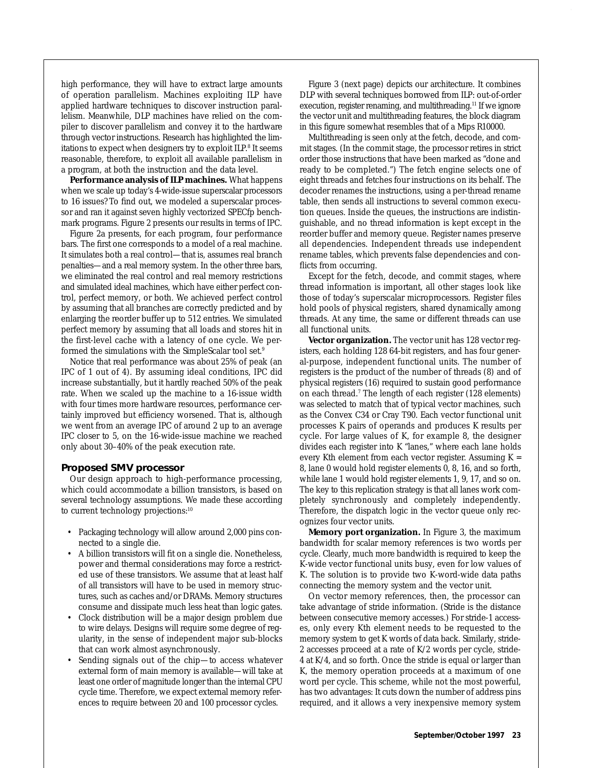high performance, they will have to extract large amounts of operation parallelism. Machines exploiting ILP have applied hardware techniques to discover instruction parallelism. Meanwhile, DLP machines have relied on the compiler to discover parallelism and convey it to the hardware through vector instructions. Research has highlighted the limitations to expect when designers try to exploit ILP.[8] It seems reasonable, therefore, to exploit all available parallelism in a program, at both the instruction and the data level.

**Performance analysis of ILP machines.** What happens when we scale up today's 4-wide-issue superscalar processors to 16 issues? To find out, we modeled a superscalar processor and ran it against seven highly vectorized SPECfp benchmark programs. Figure 2 presents our results in terms of IPC.

Figure 2a presents, for each program, four performance bars. The first one corresponds to a model of a real machine. It simulates both a real control—that is, assumes real branch penalties—and a real memory system. In the other three bars, we eliminated the real control and real memory restrictions and simulated ideal machines, which have either perfect control, perfect memory, or both. We achieved perfect control by assuming that all branches are correctly predicted and by enlarging the reorder buffer up to 512 entries. We simulated perfect memory by assuming that all loads and stores hit in the first-level cache with a latency of one cycle. We performed the simulations with the SimpleScalar tool set.[9]

Notice that real performance was about 25% of peak (an IPC of 1 out of 4). By assuming ideal conditions, IPC did increase substantially, but it hardly reached 50% of the peak rate. When we scaled up the machine to a 16-issue width with four times more hardware resources, performance certainly improved but efficiency worsened. That is, although we went from an average IPC of around 2 up to an average IPC closer to 5, on the 16-wide-issue machine we reached only about 30–40% of the peak execution rate.

## Proposed SMV processor

Our design approach to high-performance processing, which could accommodate a billion transistors, is based on several technology assumptions. We made these according to current technology projections:[10]

- Packaging technology will allow around 2,000 pins connected to a single die.
- A billion transistors will fit on a single die. Nonetheless, power and thermal considerations may force a restricted use of these transistors. We assume that at least half of all transistors will have to be used in memory structures, such as caches and/or DRAMs. Memory structures consume and dissipate much less heat than logic gates.
- Clock distribution will be a major design problem due to wire delays. Designs will require some degree of regularity, in the sense of independent major sub-blocks that can work almost asynchronously.
- Sending signals out of the chip—to access whatever external form of main memory is available—will take at least one order of magnitude longer than the internal CPU cycle time. Therefore, we expect external memory references to require between 20 and 100 processor cycles.

Figure 3 (next page) depicts our architecture. It combines DLP with several techniques borrowed from ILP: out-of-order execution, register renaming, and multithreading.[11] If we ignore the vector unit and multithreading features, the block diagram in this figure somewhat resembles that of a Mips R10000.

Multithreading is seen only at the fetch, decode, and commit stages. (In the commit stage, the processor retires in strict order those instructions that have been marked as "done and ready to be completed.") The fetch engine selects one of eight threads and fetches four instructions on its behalf. The decoder renames the instructions, using a per-thread rename table, then sends all instructions to several common execution queues. Inside the queues, the instructions are indistinguishable, and no thread information is kept except in the reorder buffer and memory queue. Register names preserve all dependencies. Independent threads use independent rename tables, which prevents false dependencies and conflicts from occurring.

Except for the fetch, decode, and commit stages, where thread information is important, all other stages look like those of today's superscalar microprocessors. Register files hold pools of physical registers, shared dynamically among threads. At any time, the same or different threads can use all functional units.

**Vector organization.** The vector unit has 128 vector registers, each holding 128 64-bit registers, and has four general-purpose, independent functional units. The number of registers is the product of the number of threads (8) and of physical registers (16) required to sustain good performance on each thread.[7] The length of each register (128 elements) was selected to match that of typical vector machines, such as the Convex C34 or Cray T90. Each vector functional unit processes K pairs of operands and produces K results per cycle. For large values of K, for example 8, the designer divides each register into K "lanes," where each lane holds every Kth element from each vector register. Assuming K = 8, lane 0 would hold register elements 0, 8, 16, and so forth, while lane 1 would hold register elements 1, 9, 17, and so on. The key to this replication strategy is that all lanes work completely synchronously and completely independently. Therefore, the dispatch logic in the vector queue only recognizes four vector units.

**Memory port organization.** In Figure 3, the maximum bandwidth for scalar memory references is two words per cycle. Clearly, much more bandwidth is required to keep the K-wide vector functional units busy, even for low values of K. The solution is to provide two K-word-wide data paths connecting the memory system and the vector unit.

On vector memory references, then, the processor can take advantage of stride information. (Stride is the distance between consecutive memory accesses.) For stride-1 accesses, only every Kth element needs to be requested to the memory system to get K words of data back. Similarly, stride-2 accesses proceed at a rate of K/2 words per cycle, stride-4 at K/4, and so forth. Once the stride is equal or larger than K, the memory operation proceeds at a maximum of one word per cycle. This scheme, while not the most powerful, has two advantages: It cuts down the number of address pins required, and it allows a very inexpensive memory system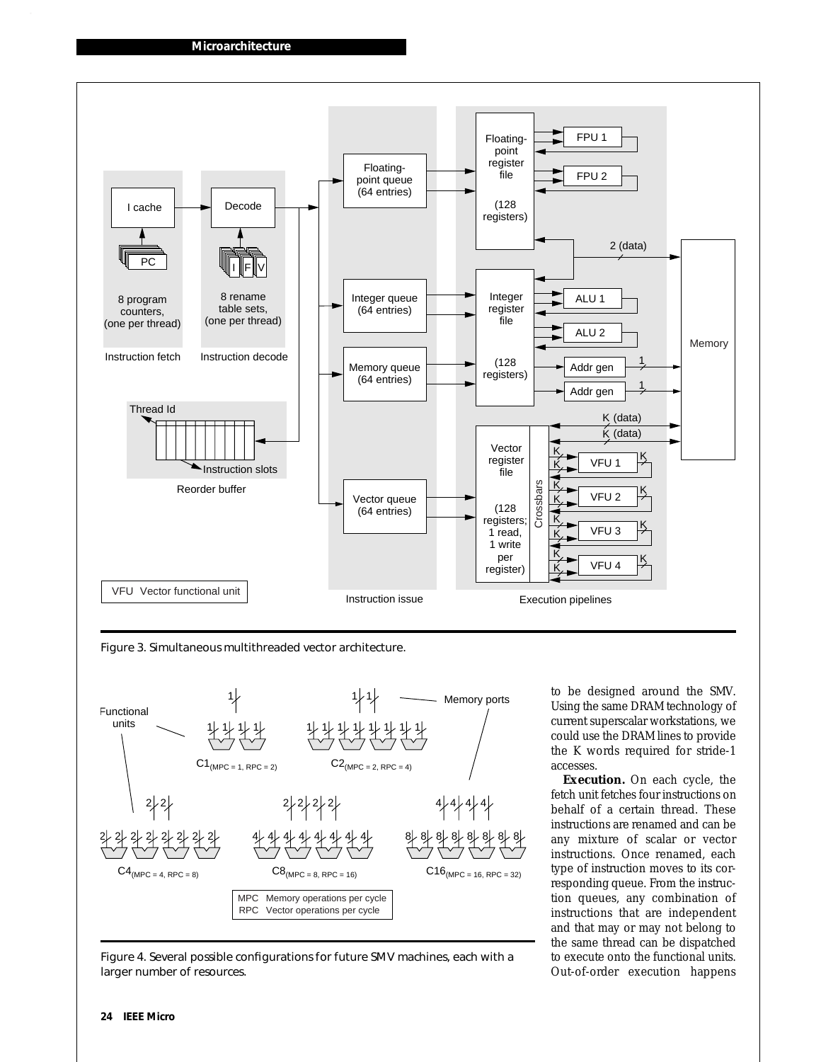Figure 3. Simultaneous multithreaded vector architecture.

Figure 4. Several possible configurations for future SMV machines, each with a larger number of resources.

to be designed around the SMV. Using the same DRAM technology of current superscalar workstations, we could use the DRAM lines to provide the K words required for stride-1 accesses.

**Execution.** On each cycle, the fetch unit fetches four instructions on behalf of a certain thread. These instructions are renamed and can be any mixture of scalar or vector instructions. Once renamed, each type of instruction moves to its corresponding queue. From the instruction queues, any combination of instructions that are independent and that may or may not belong to the same thread can be dispatched to execute onto the functional units. Out-of-order execution happens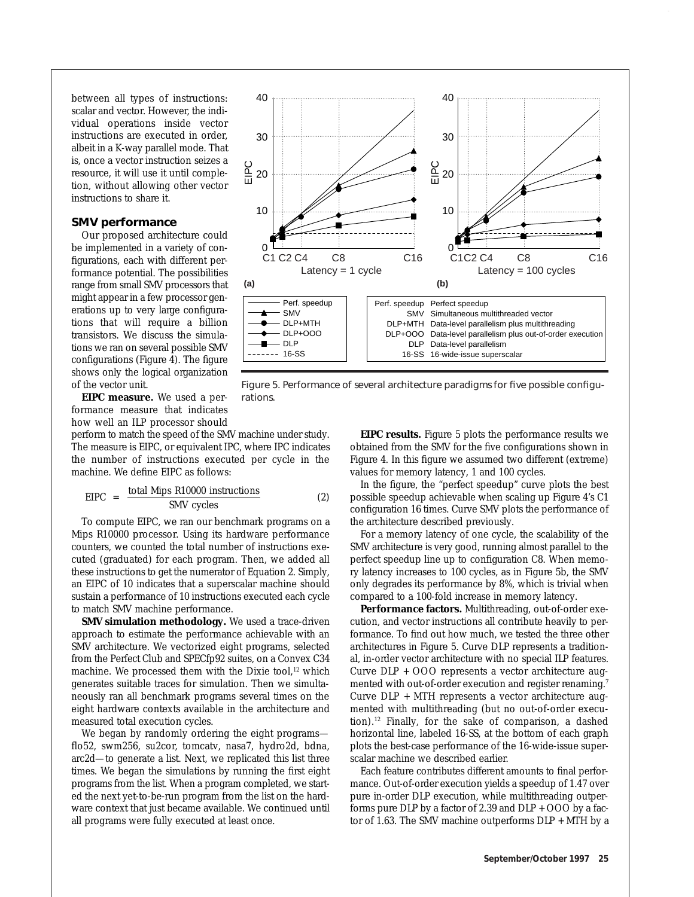between all types of instructions: scalar and vector. However, the individual operations inside vector instructions are executed in order, albeit in a K-way parallel mode. That is, once a vector instruction seizes a resource, it will use it until completion, without allowing other vector instructions to share it.

## SMV performance

Our proposed architecture could be implemented in a variety of configurations, each with different performance potential. The possibilities range from small SMV processors that might appear in a few processor generations up to very large configurations that will require a billion transistors. We discuss the simulations we ran on several possible SMV configurations (Figure 4). The figure shows only the logical organization of the vector unit.

**EIPC measure.** We used a performance measure that indicates how well an ILP processor should perform to match the speed of the SMV machine under study. The measure is EIPC, or equivalent IPC, where IPC indicates the number of instructions executed per cycle in the machine. We define EIPC as follows:

$$\text{EIPC} = \frac{\text{total Mips R10000 instructions}}{\text{SMV cycles}} \qquad (2)$$

To compute EIPC, we ran our benchmark programs on a Mips R10000 processor. Using its hardware performance counters, we counted the total number of instructions executed (graduated) for each program. Then, we added all these instructions to get the numerator of Equation 2. Simply, an EIPC of 10 indicates that a superscalar machine should sustain a performance of 10 instructions executed each cycle to match SMV machine performance.

**SMV simulation methodology.** We used a trace-driven approach to estimate the performance achievable with an SMV architecture. We vectorized eight programs, selected from the Perfect Club and SPECfp92 suites, on a Convex C34 machine. We processed them with the Dixie tool,[12] which generates suitable traces for simulation. Then we simultaneously ran all benchmark programs several times on the eight hardware contexts available in the architecture and measured total execution cycles.

We began by randomly ordering the eight programs—flo52, swm256, su2cor, tomcatv, nasa7, hydro2d, bdna, arc2d—to generate a list. Next, we replicated this list three times. We began the simulations by running the first eight programs from the list. When a program completed, we started the next yet-to-be-run program from the list on the hardware context that just became available. We continued until all programs were fully executed at least once.

| | |
|---|---|
| Perf. speedup | Perfect speedup |
| SMV | Simultaneous multithreaded vector |
| DLP+MTH | Data-level parallelism plus multithreading |
| DLP+OOO | Data-level parallelism plus out-of-order execution |
| DLP | Data-level parallelism |
| 16-SS | 16-wide-issue superscalar |

Figure 5. Performance of several architecture paradigms for five possible configurations.

**EIPC results.** Figure 5 plots the performance results we obtained from the SMV for the five configurations shown in Figure 4. In this figure we assumed two different (extreme) values for memory latency, 1 and 100 cycles.

In the figure, the "perfect speedup" curve plots the best possible speedup achievable when scaling up Figure 4's C1 configuration 16 times. Curve SMV plots the performance of the architecture described previously.

For a memory latency of one cycle, the scalability of the SMV architecture is very good, running almost parallel to the perfect speedup line up to configuration C8. When memory latency increases to 100 cycles, as in Figure 5b, the SMV only degrades its performance by 8%, which is trivial when compared to a 100-fold increase in memory latency.

**Performance factors.** Multithreading, out-of-order execution, and vector instructions all contribute heavily to performance. To find out how much, we tested the three other architectures in Figure 5. Curve DLP represents a traditional, in-order vector architecture with no special ILP features. Curve DLP + OOO represents a vector architecture augmented with out-of-order execution and register renaming.[7] Curve DLP + MTH represents a vector architecture augmented with multithreading (but no out-of-order execution).[12] Finally, for the sake of comparison, a dashed horizontal line, labeled 16-SS, at the bottom of each graph plots the best-case performance of the 16-wide-issue superscalar machine we described earlier.

Each feature contributes different amounts to final performance. Out-of-order execution yields a speedup of 1.47 over pure in-order DLP execution, while multithreading outperforms pure DLP by a factor of 2.39 and DLP + OOO by a factor of 1.63. The SMV machine outperforms DLP + MTH by a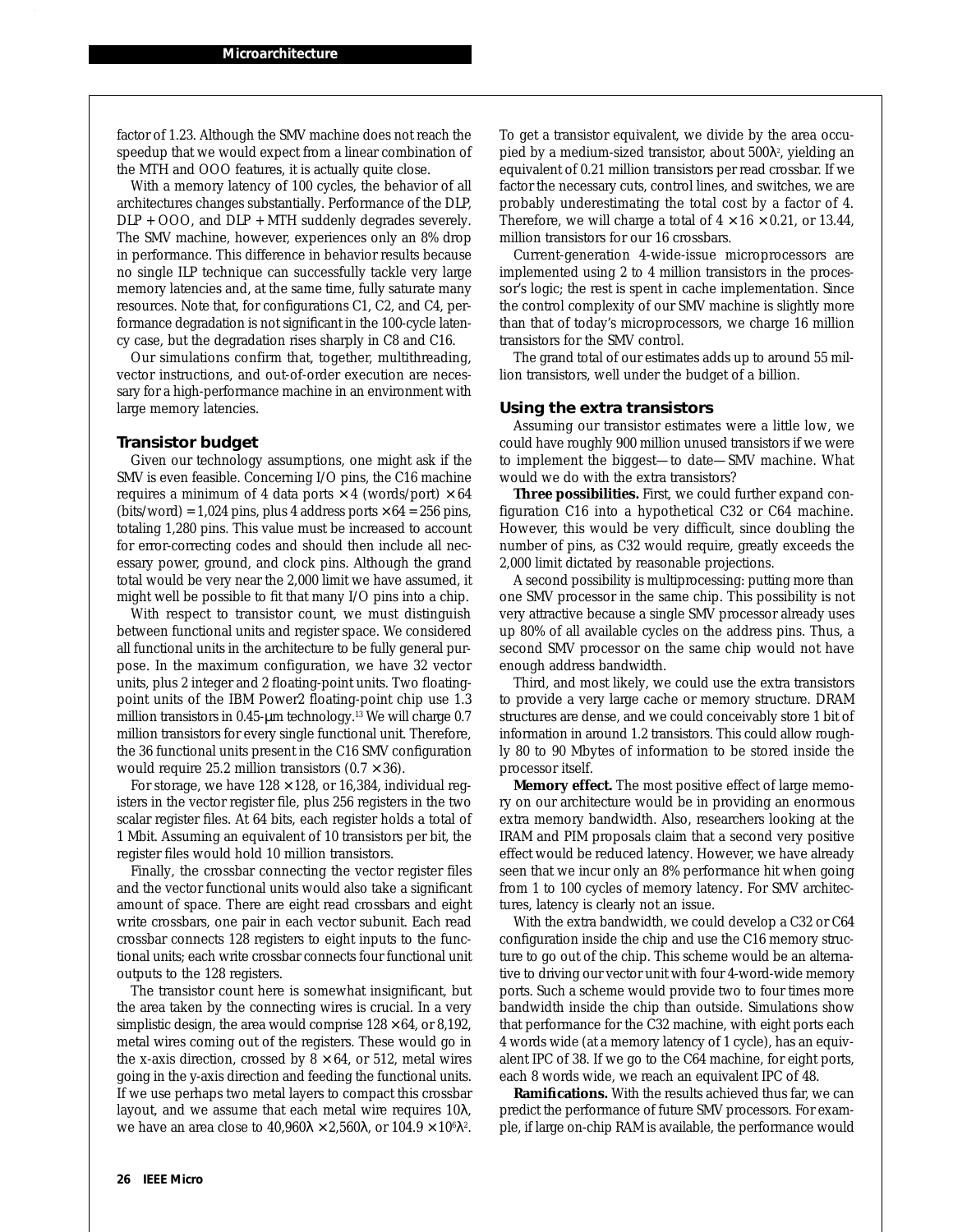factor of 1.23. Although the SMV machine does not reach the speedup that we would expect from a linear combination of the MTH and OOO features, it is actually quite close.

With a memory latency of 100 cycles, the behavior of all architectures changes substantially. Performance of the DLP, DLP + OOO, and DLP + MTH suddenly degrades severely. The SMV machine, however, experiences only an 8% drop in performance. This difference in behavior results because no single ILP technique can successfully tackle very large memory latencies and, at the same time, fully saturate many resources. Note that, for configurations C1, C2, and C4, performance degradation is not significant in the 100-cycle latency case, but the degradation rises sharply in C8 and C16.

Our simulations confirm that, together, multithreading, vector instructions, and out-of-order execution are necessary for a high-performance machine in an environment with large memory latencies.

### Transistor budget

Given our technology assumptions, one might ask if the SMV is even feasible. Concerning I/O pins, the C16 machine requires a minimum of 4 data ports × 4 (words/port) × 64 (bits/word) = 1,024 pins, plus 4 address ports × 64 = 256 pins, totaling 1,280 pins. This value must be increased to account for error-correcting codes and should then include all necessary power, ground, and clock pins. Although the grand total would be very near the 2,000 limit we have assumed, it might well be possible to fit that many I/O pins into a chip.

With respect to transistor count, we must distinguish between functional units and register space. We considered all functional units in the architecture to be fully general purpose. In the maximum configuration, we have 32 vector units, plus 2 integer and 2 floating-point units. Two floating-point units of the IBM Power2 floating-point chip use 1.3 million transistors in 0.45-μm technology.[13] We will charge 0.7 million transistors for every single functional unit. Therefore, the 36 functional units present in the C16 SMV configuration would require 25.2 million transistors (0.7 × 36).

For storage, we have 128 × 128, or 16,384, individual registers in the vector register file, plus 256 registers in the two scalar register files. At 64 bits, each register holds a total of 1 Mbit. Assuming an equivalent of 10 transistors per bit, the register files would hold 10 million transistors.

Finally, the crossbar connecting the vector register files and the vector functional units would also take a significant amount of space. There are eight read crossbars and eight write crossbars, one pair in each vector subunit. Each read crossbar connects 128 registers to eight inputs to the functional units; each write crossbar connects four functional unit outputs to the 128 registers.

The transistor count here is somewhat insignificant, but the area taken by the connecting wires is crucial. In a very simplistic design, the area would comprise 128 × 64, or 8,192, metal wires coming out of the registers. These would go in the x-axis direction, crossed by 8 × 64, or 512, metal wires going in the y-axis direction and feeding the functional units. If we use perhaps two metal layers to compact this crossbar layout, and we assume that each metal wire requires 10λ, we have an area close to 40,960λ × 2,560λ, or $104.9 \times 10^6\lambda^2$. To get a transistor equivalent, we divide by the area occupied by a medium-sized transistor, about $500\lambda^2$, yielding an equivalent of 0.21 million transistors per read crossbar. If we factor the necessary cuts, control lines, and switches, we are probably underestimating the total cost by a factor of 4. Therefore, we will charge a total of 4 × 16 × 0.21, or 13.44, million transistors for our 16 crossbars.

Current-generation 4-wide-issue microprocessors are implemented using 2 to 4 million transistors in the processor's logic; the rest is spent in cache implementation. Since the control complexity of our SMV machine is slightly more than that of today's microprocessors, we charge 16 million transistors for the SMV control.

The grand total of our estimates adds up to around 55 million transistors, well under the budget of a billion.

### Using the extra transistors

Assuming our transistor estimates were a little low, we could have roughly 900 million unused transistors if we were to implement the biggest—to date—SMV machine. What would we do with the extra transistors?

**Three possibilities.** First, we could further expand configuration C16 into a hypothetical C32 or C64 machine. However, this would be very difficult, since doubling the number of pins, as C32 would require, greatly exceeds the 2,000 limit dictated by reasonable projections.

A second possibility is multiprocessing: putting more than one SMV processor in the same chip. This possibility is not very attractive because a single SMV processor already uses up 80% of all available cycles on the address pins. Thus, a second SMV processor on the same chip would not have enough address bandwidth.

Third, and most likely, we could use the extra transistors to provide a very large cache or memory structure. DRAM structures are dense, and we could conceivably store 1 bit of information in around 1.2 transistors. This could allow roughly 80 to 90 Mbytes of information to be stored inside the processor itself.

**Memory effect.** The most positive effect of large memory on our architecture would be in providing an enormous extra memory bandwidth. Also, researchers looking at the IRAM and PIM proposals claim that a second very positive effect would be reduced latency. However, we have already seen that we incur only an 8% performance hit when going from 1 to 100 cycles of memory latency. For SMV architectures, latency is clearly not an issue.

With the extra bandwidth, we could develop a C32 or C64 configuration inside the chip and use the C16 memory structure to go out of the chip. This scheme would be an alternative to driving our vector unit with four 4-word-wide memory ports. Such a scheme would provide two to four times more bandwidth inside the chip than outside. Simulations show that performance for the C32 machine, with eight ports each 4 words wide (at a memory latency of 1 cycle), has an equivalent IPC of 38. If we go to the C64 machine, for eight ports, each 8 words wide, we reach an equivalent IPC of 48.

**Ramifications.** With the results achieved thus far, we can predict the performance of future SMV processors. For example, if large on-chip RAM is available, the performance would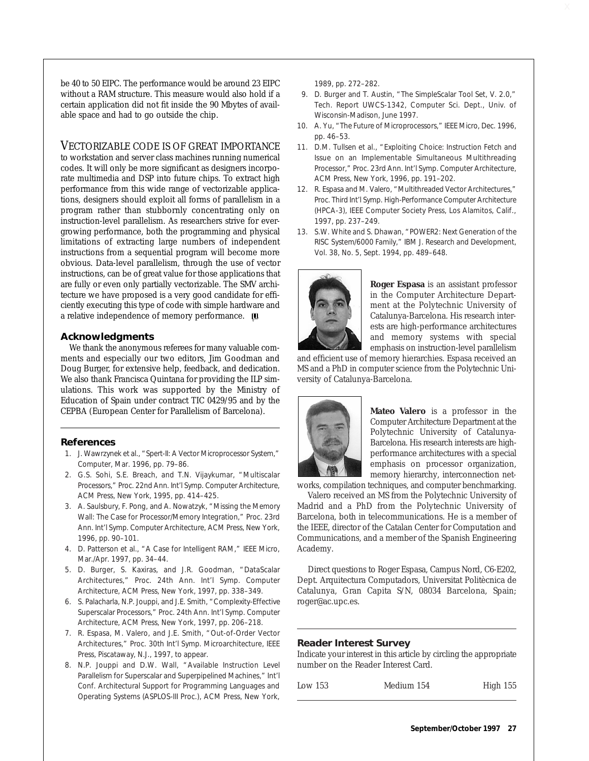be 40 to 50 EIPC. The performance would be around 23 EIPC without a RAM structure. This measure would also hold if a certain application did not fit inside the 90 Mbytes of available space and had to go outside the chip.

VECTORIZABLE CODE IS OF GREAT IMPORTANCE to workstation and server class machines running numerical codes. It will only be more significant as designers incorporate multimedia and DSP into future chips. To extract high performance from this wide range of vectorizable applications, designers should exploit all forms of parallelism in a program rather than stubbornly concentrating only on instruction-level parallelism. As researchers strive for ever-growing performance, both the programming and physical limitations of extracting large numbers of independent instructions from a sequential program will become more obvious. Data-level parallelism, through the use of vector instructions, can be of great value for those applications that are fully or even only partially vectorizable. The SMV architecture we have proposed is a very good candidate for efficiently executing this type of code with simple hardware and a relative independence of memory performance.

## Acknowledgments

We thank the anonymous referees for many valuable comments and especially our two editors, Jim Goodman and Doug Burger, for extensive help, feedback, and dedication. We also thank Francisca Quintana for providing the ILP simulations. This work was supported by the Ministry of Education of Spain under contract TIC 0429/95 and by the CEPBA (European Center for Parallelism of Barcelona).

## References

1. J. Wawrzynek et al., "Spert-II: A Vector Microprocessor System," Computer, Mar. 1996, pp. 79–86.
2. G.S. Sohi, S.E. Breach, and T.N. Vijaykumar, "Multiscalar Processors," Proc. 22nd Ann. Int'l Symp. Computer Architecture, ACM Press, New York, 1995, pp. 414–425.
3. A. Saulsbury, F. Pong, and A. Nowatzyk, "Missing the Memory Wall: The Case for Processor/Memory Integration," Proc. 23rd Ann. Int'l Symp. Computer Architecture, ACM Press, New York, 1996, pp. 90–101.
4. D. Patterson et al., "A Case for Intelligent RAM," IEEE Micro, Mar./Apr. 1997, pp. 34–44.
5. D. Burger, S. Kaxiras, and J.R. Goodman, "DataScalar Architectures," Proc. 24th Ann. Int'l Symp. Computer Architecture, ACM Press, New York, 1997, pp. 338–349.
6. S. Palacharla, N.P. Jouppi, and J.E. Smith, "Complexity-Effective Superscalar Processors," Proc. 24th Ann. Int'l Symp. Computer Architecture, ACM Press, New York, 1997, pp. 206–218.
7. R. Espasa, M. Valero, and J.E. Smith, "Out-of-Order Vector Architectures," Proc. 30th Int'l Symp. Microarchitecture, IEEE Press, Piscataway, N.J., 1997, to appear.
8. N.P. Jouppi and D.W. Wall, "Available Instruction Level Parallelism for Superscalar and Superpipelined Machines," Int'l Conf. Architectural Support for Programming Languages and Operating Systems (ASPLOS-III Proc.), ACM Press, New York, 1989, pp. 272–282.
9. D. Burger and T. Austin, "The SimpleScalar Tool Set, V. 2.0," Tech. Report UWCS-1342, Computer Sci. Dept., Univ. of Wisconsin-Madison, June 1997.
10. A. Yu, "The Future of Microprocessors," IEEE Micro, Dec. 1996, pp. 46–53.
11. D.M. Tullsen et al., "Exploiting Choice: Instruction Fetch and Issue on an Implementable Simultaneous Multithreading Processor," Proc. 23rd Ann. Int'l Symp. Computer Architecture, ACM Press, New York, 1996, pp. 191–202.
12. R. Espasa and M. Valero, "Multithreaded Vector Architectures," Proc. Third Int'l Symp. High-Performance Computer Architecture (HPCA-3), IEEE Computer Society Press, Los Alamitos, Calif., 1997, pp. 237–249.
13. S.W. White and S. Dhawan, "POWER2: Next Generation of the RISC System/6000 Family," IBM J. Research and Development, Vol. 38, No. 5, Sept. 1994, pp. 489–648.

**Roger Espasa** is an assistant professor in the Computer Architecture Department at the Polytechnic University of Catalunya-Barcelona. His research interests are high-performance architectures and memory systems with special emphasis on instruction-level parallelism and efficient use of memory hierarchies. Espasa received an MS and a PhD in computer science from the Polytechnic University of Catalunya-Barcelona.

**Mateo Valero** is a professor in the Computer Architecture Department at the Polytechnic University of Catalunya-Barcelona. His research interests are high-performance architectures with a special emphasis on processor organization, memory hierarchy, interconnection networks, compilation techniques, and computer benchmarking.

Valero received an MS from the Polytechnic University of Madrid and a PhD from the Polytechnic University of Barcelona, both in telecommunications. He is a member of the IEEE, director of the Catalan Center for Computation and Communications, and a member of the Spanish Engineering Academy.

Direct questions to Roger Espasa, Campus Nord, C6-E202, Dept. Arquitectura Computadors, Universitat Politècnica de Catalunya, Gran Capita S/N, 08034 Barcelona, Spain; roger@ac.upc.es.

## Reader Interest Survey

Indicate your interest in this article by circling the appropriate number on the Reader Interest Card.

Low 153 Medium 154 High 155